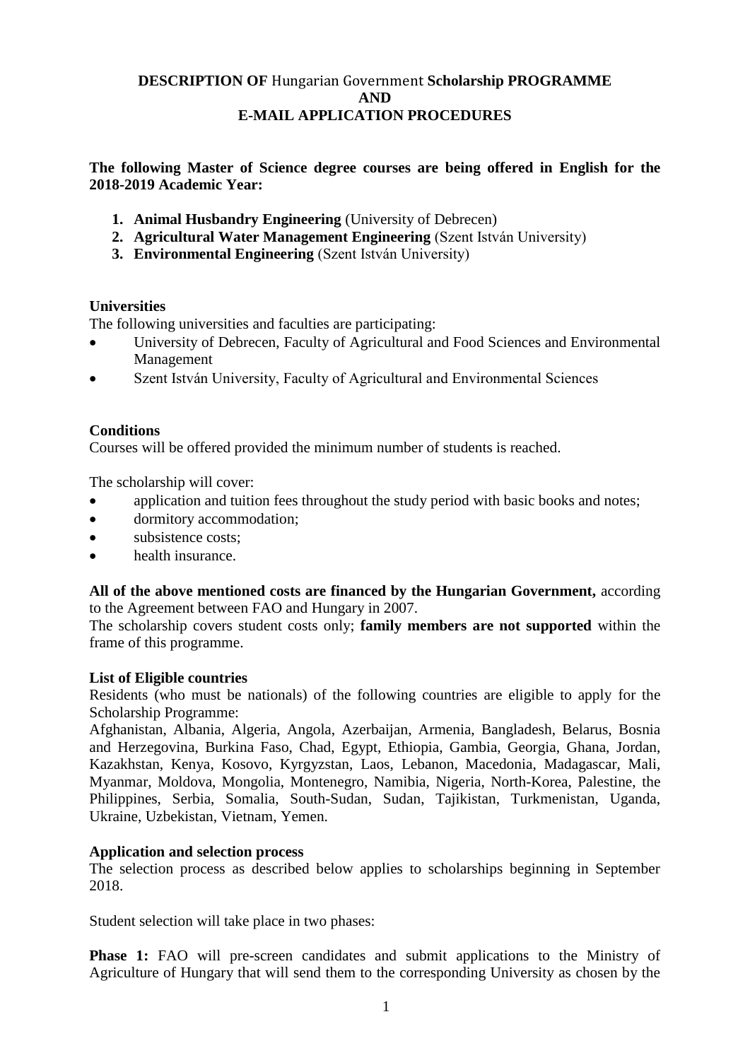# DESCRIPTION OF Hungarian Government Scholarship PROGRAMME AND E-MAIL APPLICATION PROCEDURES

**The following Master of Science degree courses are being offered in English for the 2018-2019 Academic Year:**

1. **Animal Husbandry Engineering** (University of Debrecen)
2. **Agricultural Water Management Engineering** (Szent István University)
3. **Environmental Engineering** (Szent István University)

**Universities**

The following universities and faculties are participating:

- University of Debrecen, Faculty of Agricultural and Food Sciences and Environmental Management
- Szent István University, Faculty of Agricultural and Environmental Sciences

**Conditions**

Courses will be offered provided the minimum number of students is reached.

The scholarship will cover:

- application and tuition fees throughout the study period with basic books and notes;
- dormitory accommodation;
- subsistence costs;
- health insurance.

**All of the above mentioned costs are financed by the Hungarian Government,** according to the Agreement between FAO and Hungary in 2007.

The scholarship covers student costs only; **family members are not supported** within the frame of this programme.

**List of Eligible countries**

Residents (who must be nationals) of the following countries are eligible to apply for the Scholarship Programme:

Afghanistan, Albania, Algeria, Angola, Azerbaijan, Armenia, Bangladesh, Belarus, Bosnia and Herzegovina, Burkina Faso, Chad, Egypt, Ethiopia, Gambia, Georgia, Ghana, Jordan, Kazakhstan, Kenya, Kosovo, Kyrgyzstan, Laos, Lebanon, Macedonia, Madagascar, Mali, Myanmar, Moldova, Mongolia, Montenegro, Namibia, Nigeria, North-Korea, Palestine, the Philippines, Serbia, Somalia, South-Sudan, Sudan, Tajikistan, Turkmenistan, Uganda, Ukraine, Uzbekistan, Vietnam, Yemen.

**Application and selection process**

The selection process as described below applies to scholarships beginning in September 2018.

Student selection will take place in two phases:

**Phase 1:** FAO will pre-screen candidates and submit applications to the Ministry of Agriculture of Hungary that will send them to the corresponding University as chosen by the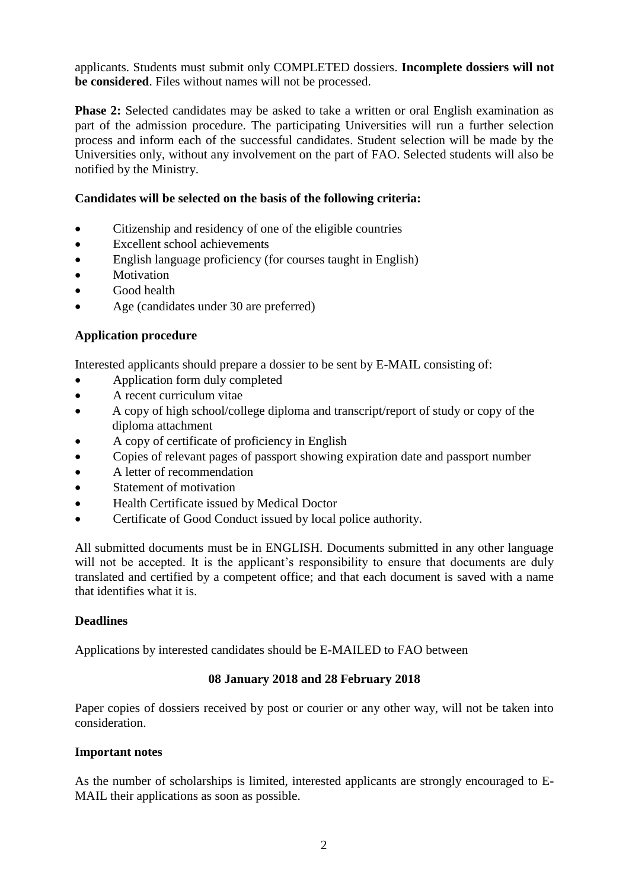applicants. Students must submit only COMPLETED dossiers. **Incomplete dossiers will not be considered**. Files without names will not be processed.

**Phase 2:** Selected candidates may be asked to take a written or oral English examination as part of the admission procedure. The participating Universities will run a further selection process and inform each of the successful candidates. Student selection will be made by the Universities only, without any involvement on the part of FAO. Selected students will also be notified by the Ministry.

**Candidates will be selected on the basis of the following criteria:**

- Citizenship and residency of one of the eligible countries
- Excellent school achievements
- English language proficiency (for courses taught in English)
- Motivation
- Good health
- Age (candidates under 30 are preferred)

**Application procedure**

Interested applicants should prepare a dossier to be sent by E-MAIL consisting of:

- Application form duly completed
- A recent curriculum vitae
- A copy of high school/college diploma and transcript/report of study or copy of the diploma attachment
- A copy of certificate of proficiency in English
- Copies of relevant pages of passport showing expiration date and passport number
- A letter of recommendation
- Statement of motivation
- Health Certificate issued by Medical Doctor
- Certificate of Good Conduct issued by local police authority.

All submitted documents must be in ENGLISH. Documents submitted in any other language will not be accepted. It is the applicant's responsibility to ensure that documents are duly translated and certified by a competent office; and that each document is saved with a name that identifies what it is.

**Deadlines**

Applications by interested candidates should be E-MAILED to FAO between

**08 January 2018 and 28 February 2018**

Paper copies of dossiers received by post or courier or any other way, will not be taken into consideration.

**Important notes**

As the number of scholarships is limited, interested applicants are strongly encouraged to E-MAIL their applications as soon as possible.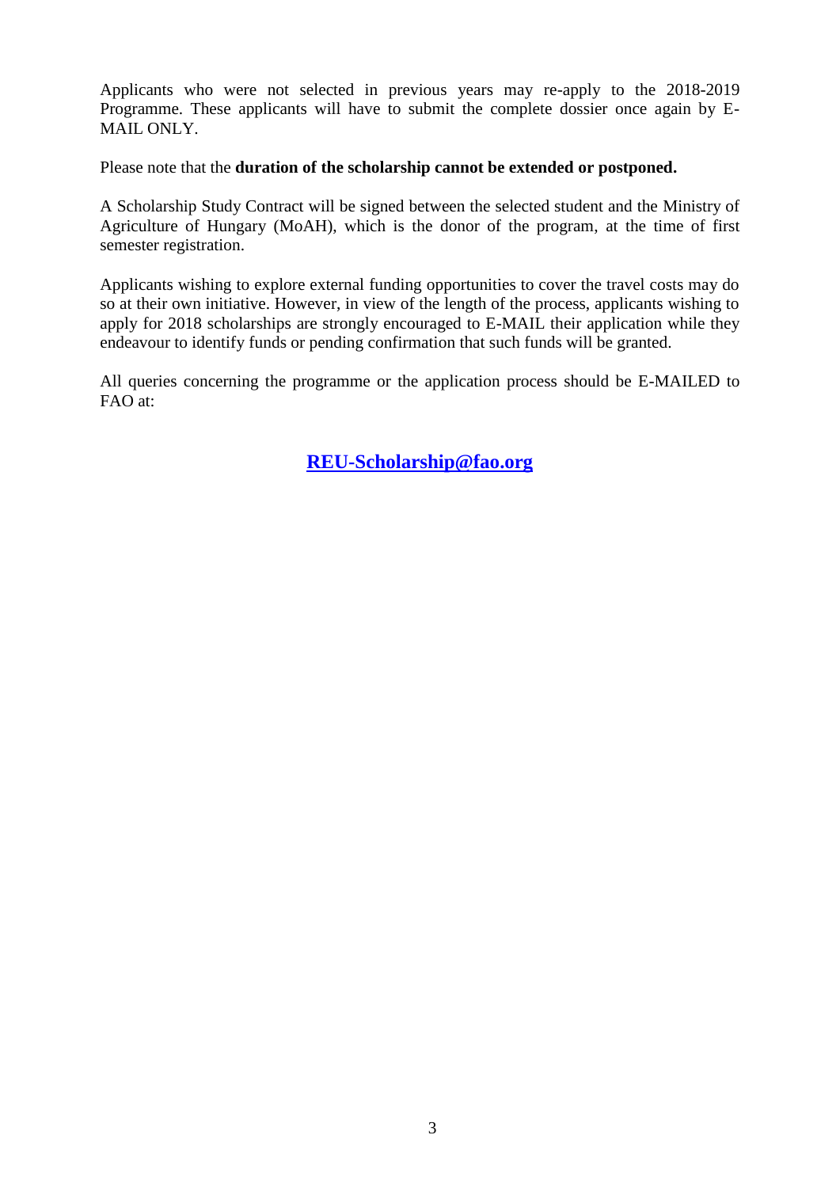Applicants who were not selected in previous years may re-apply to the 2018-2019 Programme. These applicants will have to submit the complete dossier once again by E-MAIL ONLY.

Please note that the **duration of the scholarship cannot be extended or postponed.**

A Scholarship Study Contract will be signed between the selected student and the Ministry of Agriculture of Hungary (MoAH), which is the donor of the program, at the time of first semester registration.

Applicants wishing to explore external funding opportunities to cover the travel costs may do so at their own initiative. However, in view of the length of the process, applicants wishing to apply for 2018 scholarships are strongly encouraged to E-MAIL their application while they endeavour to identify funds or pending confirmation that such funds will be granted.

All queries concerning the programme or the application process should be E-MAILED to FAO at:

**REU-Scholarship@fao.org**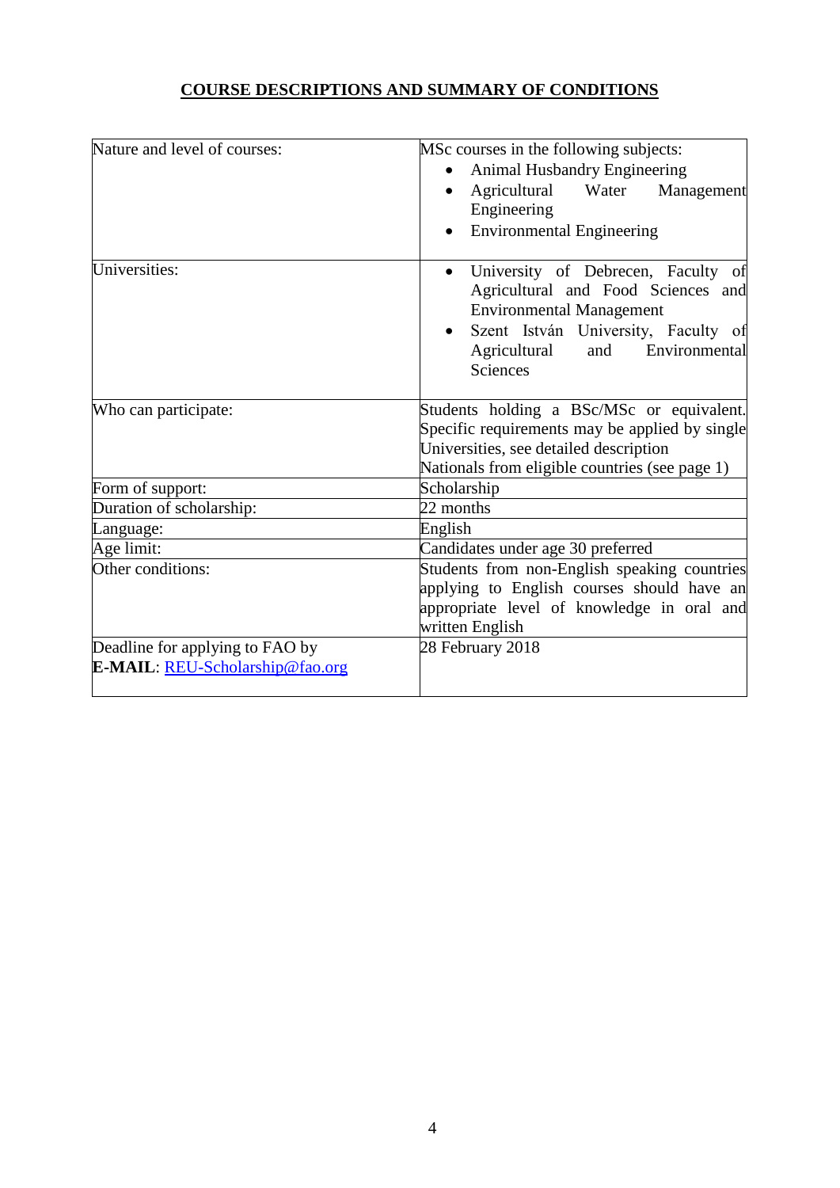**COURSE DESCRIPTIONS AND SUMMARY OF CONDITIONS**

| | |
|---|---|
| Nature and level of courses: | MSc courses in the following subjects:<br>• Animal Husbandry Engineering<br>• Agricultural Water Management Engineering<br>• Environmental Engineering |
| Universities: | • University of Debrecen, Faculty of Agricultural and Food Sciences and Environmental Management<br>• Szent István University, Faculty of Agricultural and Environmental Sciences |
| Who can participate: | Students holding a BSc/MSc or equivalent. Specific requirements may be applied by single Universities, see detailed description<br>Nationals from eligible countries (see page 1) |
| Form of support: | Scholarship |
| Duration of scholarship: | 22 months |
| Language: | English |
| Age limit: | Candidates under age 30 preferred |
| Other conditions: | Students from non-English speaking countries applying to English courses should have an appropriate level of knowledge in oral and written English |
| Deadline for applying to FAO by **E-MAIL**: REU-Scholarship@fao.org | 28 February 2018 |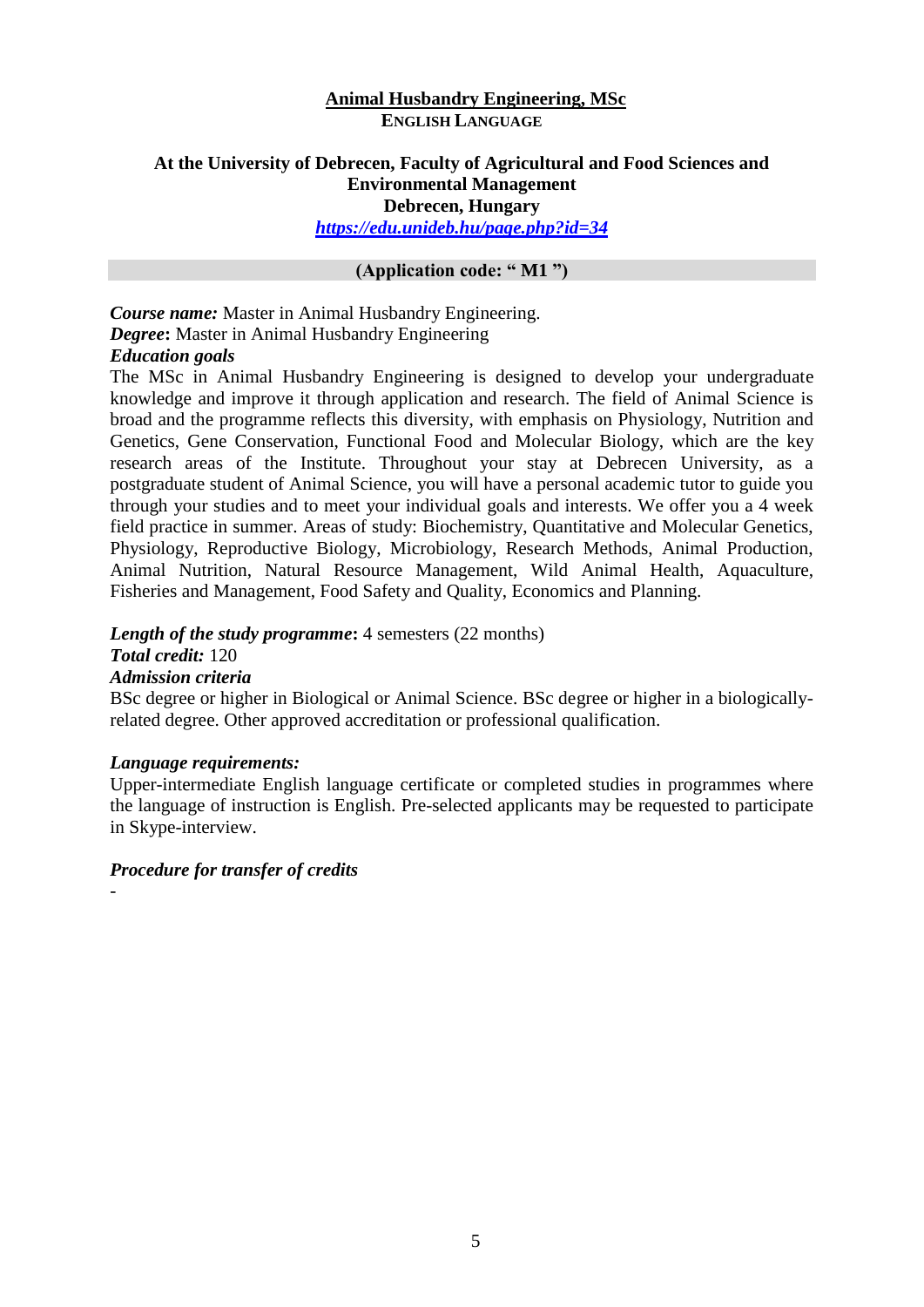## Animal Husbandry Engineering, MSc

**ENGLISH LANGUAGE**

**At the University of Debrecen, Faculty of Agricultural and Food Sciences and Environmental Management**
**Debrecen, Hungary**
[***https://edu.unideb.hu/page.php?id=34***](https://edu.unideb.hu/page.php?id=34)

**(Application code: " M1 ")**

***Course name:*** Master in Animal Husbandry Engineering.
***Degree*:** Master in Animal Husbandry Engineering
***Education goals***
The MSc in Animal Husbandry Engineering is designed to develop your undergraduate knowledge and improve it through application and research. The field of Animal Science is broad and the programme reflects this diversity, with emphasis on Physiology, Nutrition and Genetics, Gene Conservation, Functional Food and Molecular Biology, which are the key research areas of the Institute. Throughout your stay at Debrecen University, as a postgraduate student of Animal Science, you will have a personal academic tutor to guide you through your studies and to meet your individual goals and interests. We offer you a 4 week field practice in summer. Areas of study: Biochemistry, Quantitative and Molecular Genetics, Physiology, Reproductive Biology, Microbiology, Research Methods, Animal Production, Animal Nutrition, Natural Resource Management, Wild Animal Health, Aquaculture, Fisheries and Management, Food Safety and Quality, Economics and Planning.

***Length of the study programme*:** 4 semesters (22 months)
***Total credit:*** 120
***Admission criteria***
BSc degree or higher in Biological or Animal Science. BSc degree or higher in a biologically-related degree. Other approved accreditation or professional qualification.

***Language requirements:***
Upper-intermediate English language certificate or completed studies in programmes where the language of instruction is English. Pre-selected applicants may be requested to participate in Skype-interview.

***Procedure for transfer of credits***
-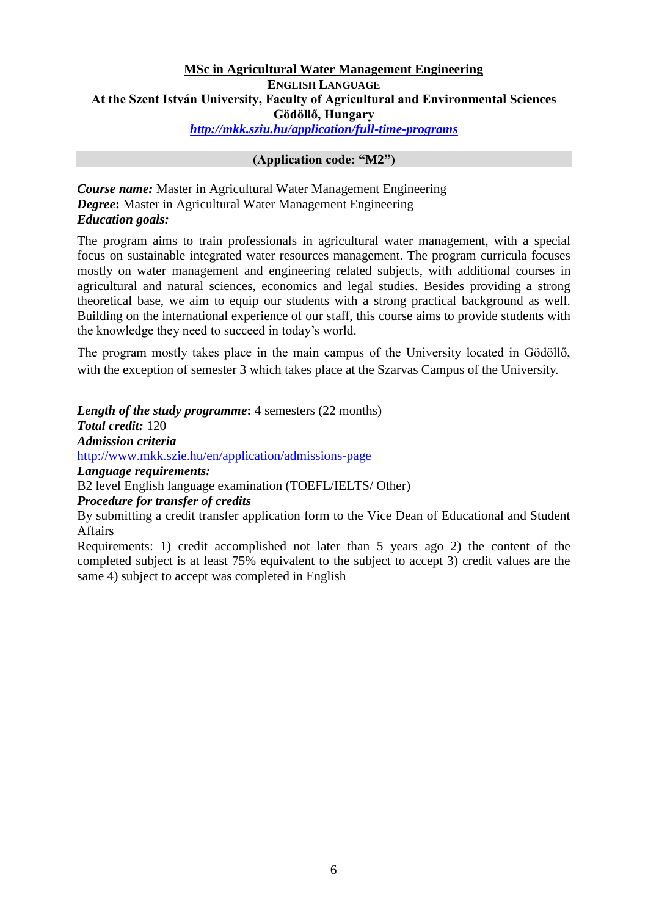## MSc in Agricultural Water Management Engineering

**ENGLISH LANGUAGE**

**At the Szent István University, Faculty of Agricultural and Environmental Sciences**

**Gödöllő, Hungary**

***http://mkk.sziu.hu/application/full-time-programs***

**(Application code: "M2")**

***Course name:*** Master in Agricultural Water Management Engineering
***Degree*:** Master in Agricultural Water Management Engineering
***Education goals:***

The program aims to train professionals in agricultural water management, with a special focus on sustainable integrated water resources management. The program curricula focuses mostly on water management and engineering related subjects, with additional courses in agricultural and natural sciences, economics and legal studies. Besides providing a strong theoretical base, we aim to equip our students with a strong practical background as well. Building on the international experience of our staff, this course aims to provide students with the knowledge they need to succeed in today's world.

The program mostly takes place in the main campus of the University located in Gödöllő, with the exception of semester 3 which takes place at the Szarvas Campus of the University.

***Length of the study programme*:** 4 semesters (22 months)
***Total credit:*** 120
***Admission criteria***
http://www.mkk.szie.hu/en/application/admissions-page
***Language requirements:***
B2 level English language examination (TOEFL/IELTS/ Other)
***Procedure for transfer of credits***
By submitting a credit transfer application form to the Vice Dean of Educational and Student Affairs
Requirements: 1) credit accomplished not later than 5 years ago 2) the content of the completed subject is at least 75% equivalent to the subject to accept 3) credit values are the same 4) subject to accept was completed in English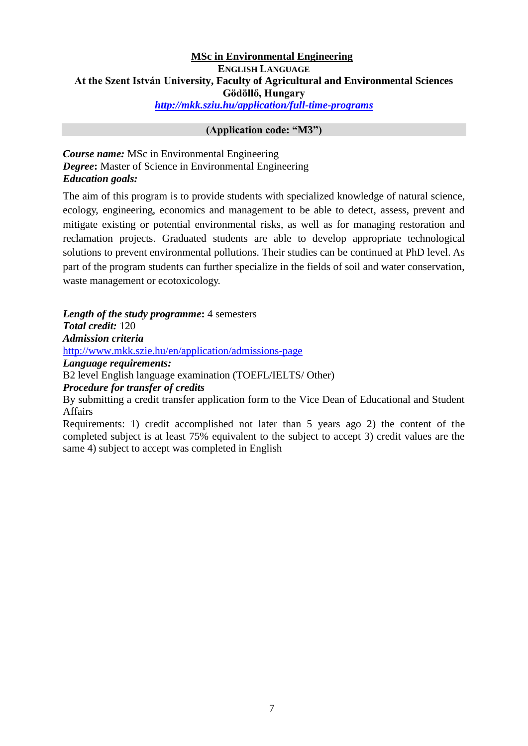**MSc in Environmental Engineering**

**ENGLISH LANGUAGE**

**At the Szent István University, Faculty of Agricultural and Environmental Sciences**

**Gödöllő, Hungary**

***http://mkk.sziu.hu/application/full-time-programs***

**(Application code: "M3")**

***Course name:*** MSc in Environmental Engineering
***Degree*:** Master of Science in Environmental Engineering
***Education goals:***

The aim of this program is to provide students with specialized knowledge of natural science, ecology, engineering, economics and management to be able to detect, assess, prevent and mitigate existing or potential environmental risks, as well as for managing restoration and reclamation projects. Graduated students are able to develop appropriate technological solutions to prevent environmental pollutions. Their studies can be continued at PhD level. As part of the program students can further specialize in the fields of soil and water conservation, waste management or ecotoxicology.

***Length of the study programme*:** 4 semesters
***Total credit:*** 120
***Admission criteria***
http://www.mkk.szie.hu/en/application/admissions-page
***Language requirements:***
B2 level English language examination (TOEFL/IELTS/ Other)
***Procedure for transfer of credits***
By submitting a credit transfer application form to the Vice Dean of Educational and Student Affairs
Requirements: 1) credit accomplished not later than 5 years ago 2) the content of the completed subject is at least 75% equivalent to the subject to accept 3) credit values are the same 4) subject to accept was completed in English